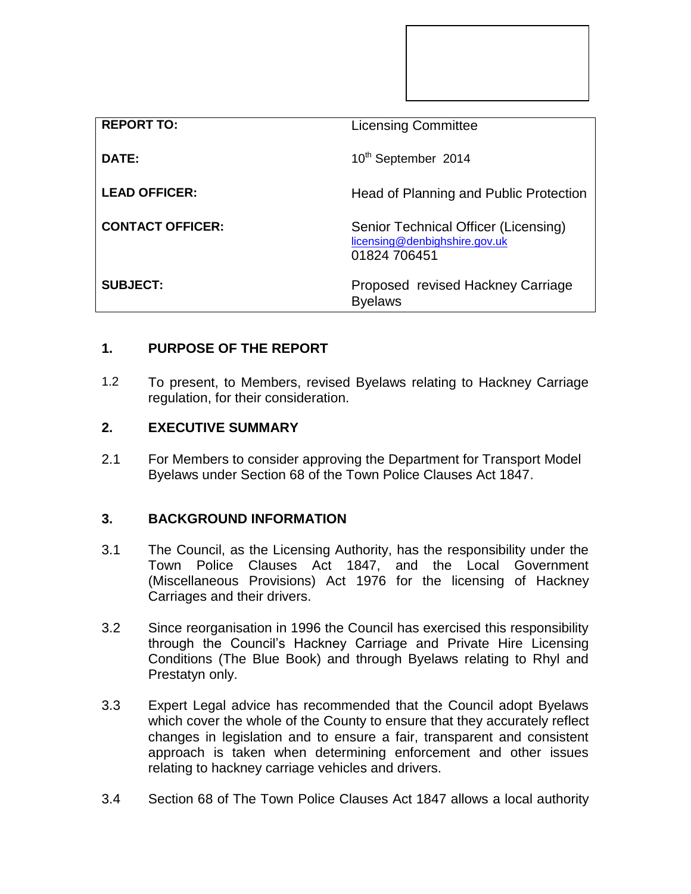| REPORT TO: | Licensing Committee |
|---|---|
| DATE: | 10th September 2014 |
| LEAD OFFICER: | Head of Planning and Public Protection |
| CONTACT OFFICER: | Senior Technical Officer (Licensing) licensing@denbighshire.gov.uk 01824 706451 |
| SUBJECT: | Proposed revised Hackney Carriage Byelaws |

## 1. PURPOSE OF THE REPORT

1.2 To present, to Members, revised Byelaws relating to Hackney Carriage regulation, for their consideration.

## 2. EXECUTIVE SUMMARY

2.1 For Members to consider approving the Department for Transport Model Byelaws under Section 68 of the Town Police Clauses Act 1847.

## 3. BACKGROUND INFORMATION

3.1 The Council, as the Licensing Authority, has the responsibility under the Town Police Clauses Act 1847, and the Local Government (Miscellaneous Provisions) Act 1976 for the licensing of Hackney Carriages and their drivers.

3.2 Since reorganisation in 1996 the Council has exercised this responsibility through the Council's Hackney Carriage and Private Hire Licensing Conditions (The Blue Book) and through Byelaws relating to Rhyl and Prestatyn only.

3.3 Expert Legal advice has recommended that the Council adopt Byelaws which cover the whole of the County to ensure that they accurately reflect changes in legislation and to ensure a fair, transparent and consistent approach is taken when determining enforcement and other issues relating to hackney carriage vehicles and drivers.

3.4 Section 68 of The Town Police Clauses Act 1847 allows a local authority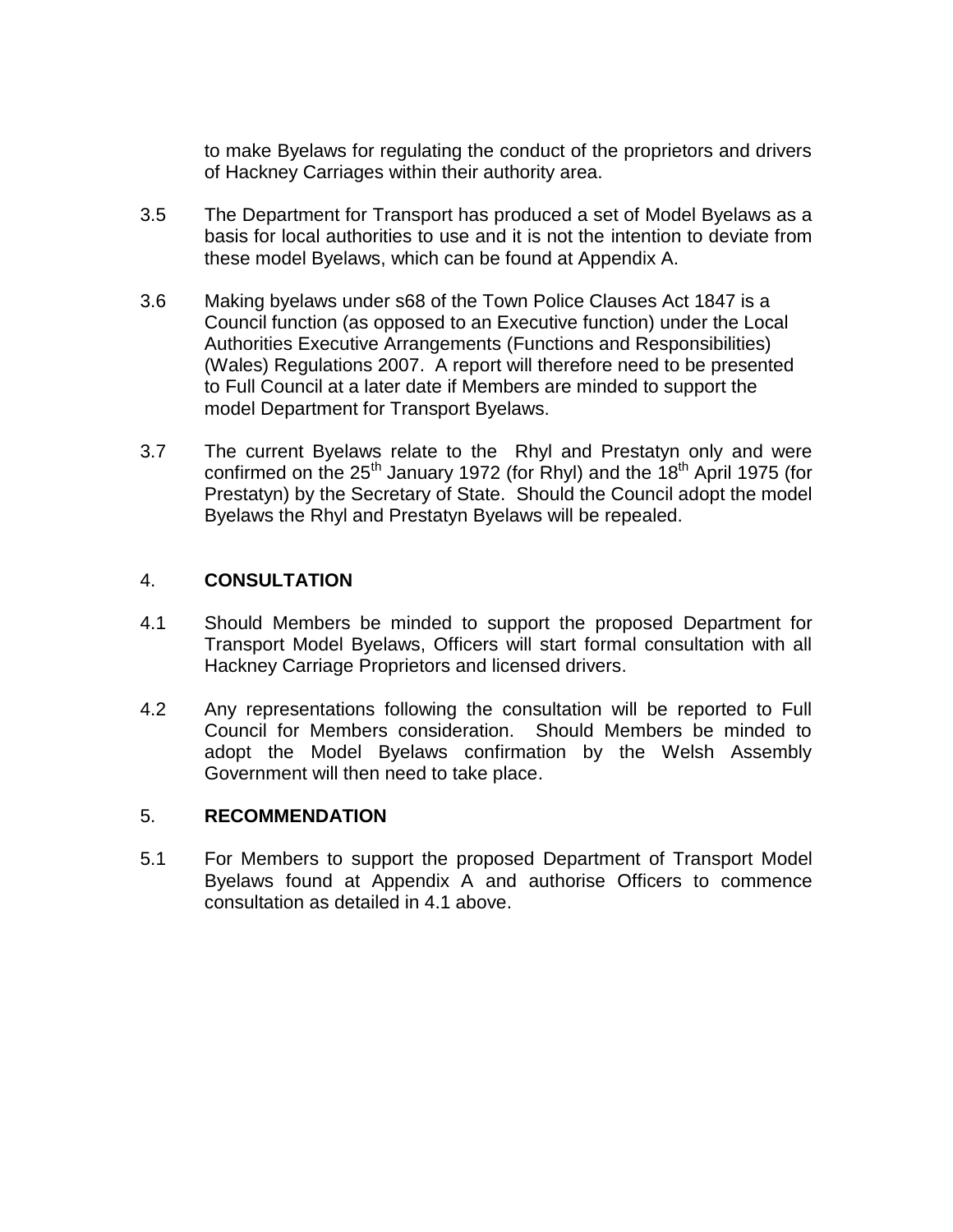to make Byelaws for regulating the conduct of the proprietors and drivers of Hackney Carriages within their authority area.

3.5 The Department for Transport has produced a set of Model Byelaws as a basis for local authorities to use and it is not the intention to deviate from these model Byelaws, which can be found at Appendix A.

3.6 Making byelaws under s68 of the Town Police Clauses Act 1847 is a Council function (as opposed to an Executive function) under the Local Authorities Executive Arrangements (Functions and Responsibilities) (Wales) Regulations 2007. A report will therefore need to be presented to Full Council at a later date if Members are minded to support the model Department for Transport Byelaws.

3.7 The current Byelaws relate to the Rhyl and Prestatyn only and were confirmed on the 25th January 1972 (for Rhyl) and the 18th April 1975 (for Prestatyn) by the Secretary of State. Should the Council adopt the model Byelaws the Rhyl and Prestatyn Byelaws will be repealed.

## 4. CONSULTATION

4.1 Should Members be minded to support the proposed Department for Transport Model Byelaws, Officers will start formal consultation with all Hackney Carriage Proprietors and licensed drivers.

4.2 Any representations following the consultation will be reported to Full Council for Members consideration. Should Members be minded to adopt the Model Byelaws confirmation by the Welsh Assembly Government will then need to take place.

## 5. RECOMMENDATION

5.1 For Members to support the proposed Department of Transport Model Byelaws found at Appendix A and authorise Officers to commence consultation as detailed in 4.1 above.